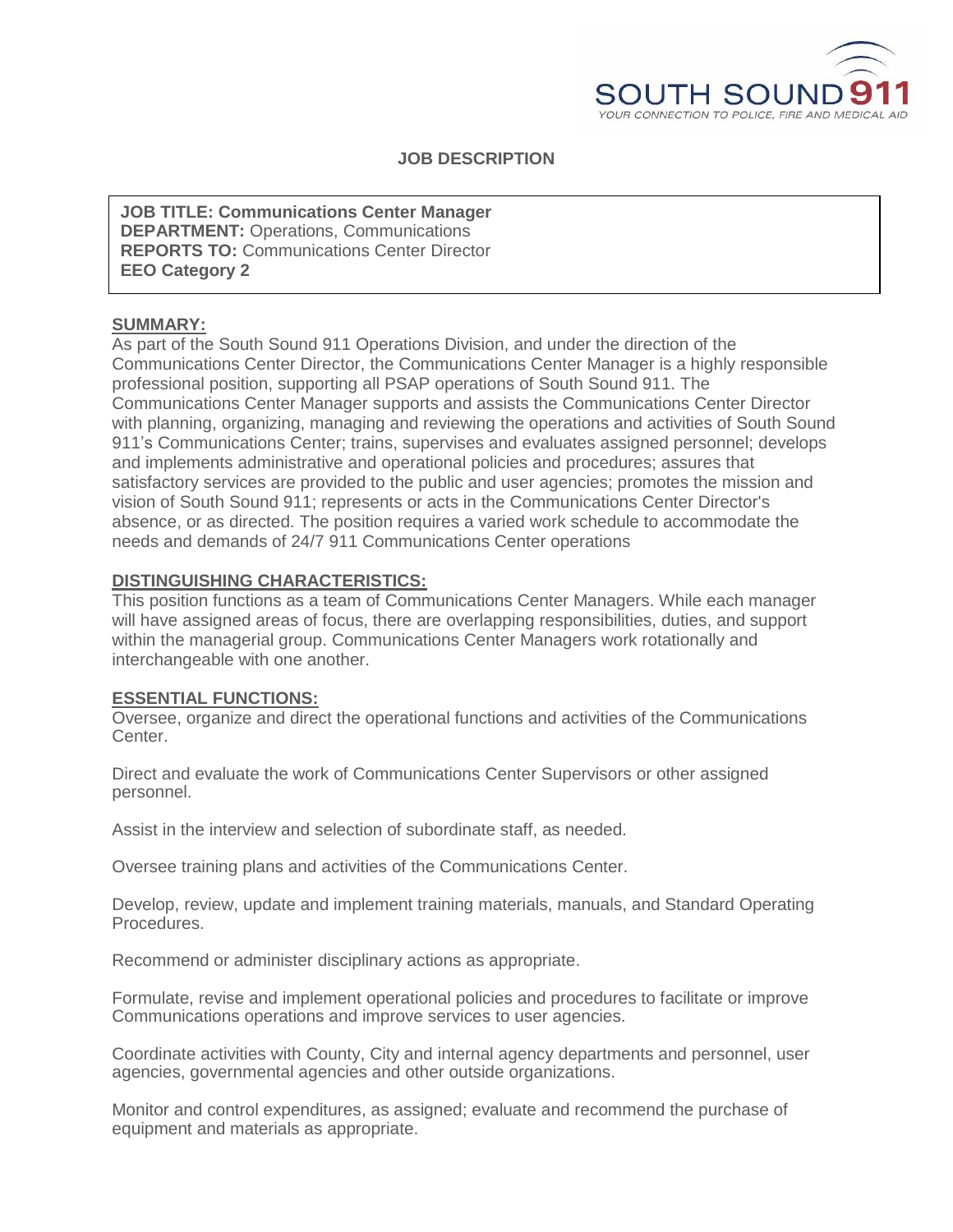SOUTH SOUND 911

*YOUR CONNECTION TO POLICE, FIRE AND MEDICAL AID*

# JOB DESCRIPTION

**JOB TITLE: Communications Center Manager**
**DEPARTMENT:** Operations, Communications
**REPORTS TO:** Communications Center Director
**EEO Category 2**

## SUMMARY:

As part of the South Sound 911 Operations Division, and under the direction of the Communications Center Director, the Communications Center Manager is a highly responsible professional position, supporting all PSAP operations of South Sound 911. The Communications Center Manager supports and assists the Communications Center Director with planning, organizing, managing and reviewing the operations and activities of South Sound 911's Communications Center; trains, supervises and evaluates assigned personnel; develops and implements administrative and operational policies and procedures; assures that satisfactory services are provided to the public and user agencies; promotes the mission and vision of South Sound 911; represents or acts in the Communications Center Director's absence, or as directed. The position requires a varied work schedule to accommodate the needs and demands of 24/7 911 Communications Center operations

## DISTINGUISHING CHARACTERISTICS:

This position functions as a team of Communications Center Managers. While each manager will have assigned areas of focus, there are overlapping responsibilities, duties, and support within the managerial group. Communications Center Managers work rotationally and interchangeable with one another.

## ESSENTIAL FUNCTIONS:

Oversee, organize and direct the operational functions and activities of the Communications Center.

Direct and evaluate the work of Communications Center Supervisors or other assigned personnel.

Assist in the interview and selection of subordinate staff, as needed.

Oversee training plans and activities of the Communications Center.

Develop, review, update and implement training materials, manuals, and Standard Operating Procedures.

Recommend or administer disciplinary actions as appropriate.

Formulate, revise and implement operational policies and procedures to facilitate or improve Communications operations and improve services to user agencies.

Coordinate activities with County, City and internal agency departments and personnel, user agencies, governmental agencies and other outside organizations.

Monitor and control expenditures, as assigned; evaluate and recommend the purchase of equipment and materials as appropriate.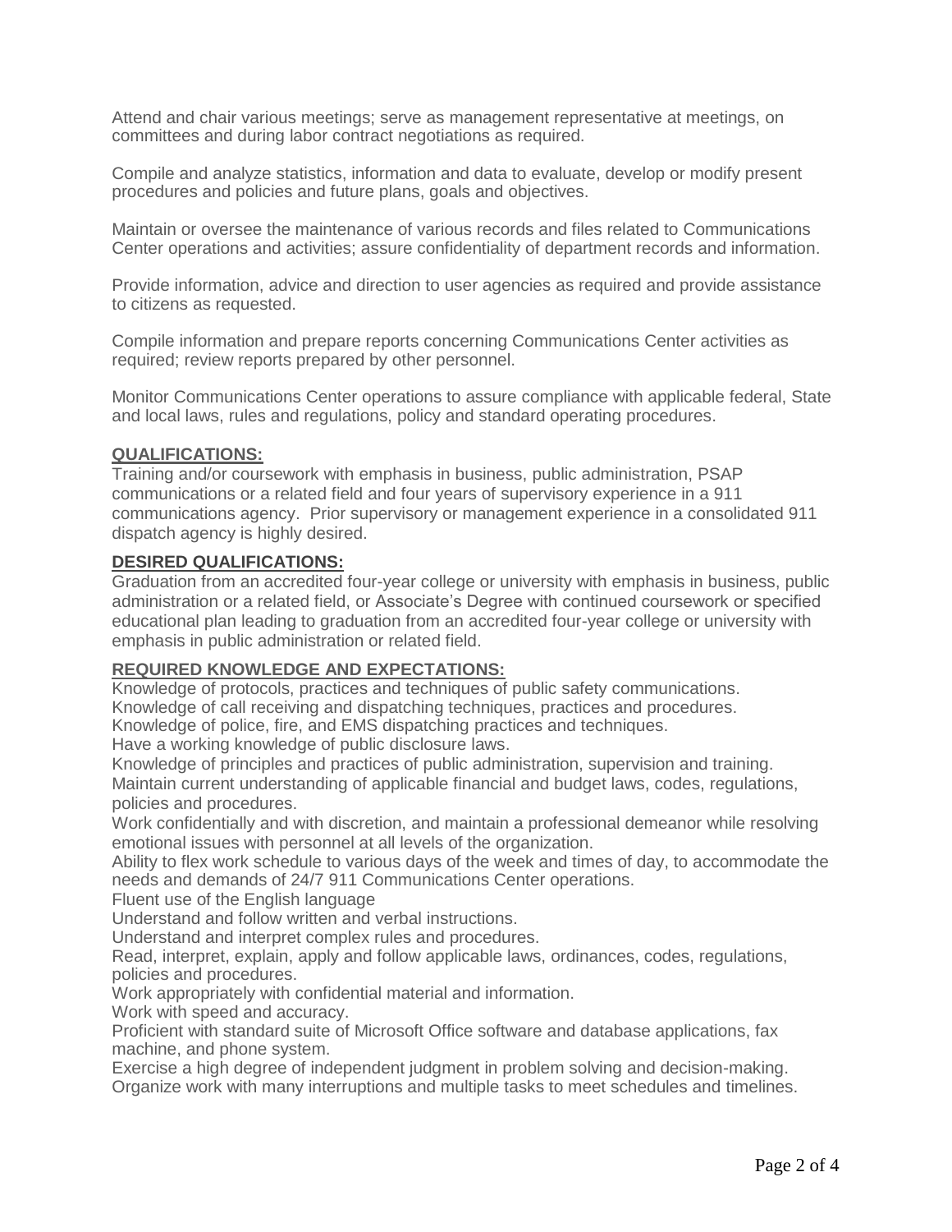Attend and chair various meetings; serve as management representative at meetings, on committees and during labor contract negotiations as required.

Compile and analyze statistics, information and data to evaluate, develop or modify present procedures and policies and future plans, goals and objectives.

Maintain or oversee the maintenance of various records and files related to Communications Center operations and activities; assure confidentiality of department records and information.

Provide information, advice and direction to user agencies as required and provide assistance to citizens as requested.

Compile information and prepare reports concerning Communications Center activities as required; review reports prepared by other personnel.

Monitor Communications Center operations to assure compliance with applicable federal, State and local laws, rules and regulations, policy and standard operating procedures.

**QUALIFICATIONS:**

Training and/or coursework with emphasis in business, public administration, PSAP communications or a related field and four years of supervisory experience in a 911 communications agency. Prior supervisory or management experience in a consolidated 911 dispatch agency is highly desired.

**DESIRED QUALIFICATIONS:**

Graduation from an accredited four-year college or university with emphasis in business, public administration or a related field, or Associate's Degree with continued coursework or specified educational plan leading to graduation from an accredited four-year college or university with emphasis in public administration or related field.

**REQUIRED KNOWLEDGE AND EXPECTATIONS:**

Knowledge of protocols, practices and techniques of public safety communications.
Knowledge of call receiving and dispatching techniques, practices and procedures.
Knowledge of police, fire, and EMS dispatching practices and techniques.
Have a working knowledge of public disclosure laws.
Knowledge of principles and practices of public administration, supervision and training.
Maintain current understanding of applicable financial and budget laws, codes, regulations, policies and procedures.
Work confidentially and with discretion, and maintain a professional demeanor while resolving emotional issues with personnel at all levels of the organization.
Ability to flex work schedule to various days of the week and times of day, to accommodate the needs and demands of 24/7 911 Communications Center operations.
Fluent use of the English language
Understand and follow written and verbal instructions.
Understand and interpret complex rules and procedures.
Read, interpret, explain, apply and follow applicable laws, ordinances, codes, regulations, policies and procedures.
Work appropriately with confidential material and information.
Work with speed and accuracy.
Proficient with standard suite of Microsoft Office software and database applications, fax machine, and phone system.
Exercise a high degree of independent judgment in problem solving and decision-making.
Organize work with many interruptions and multiple tasks to meet schedules and timelines.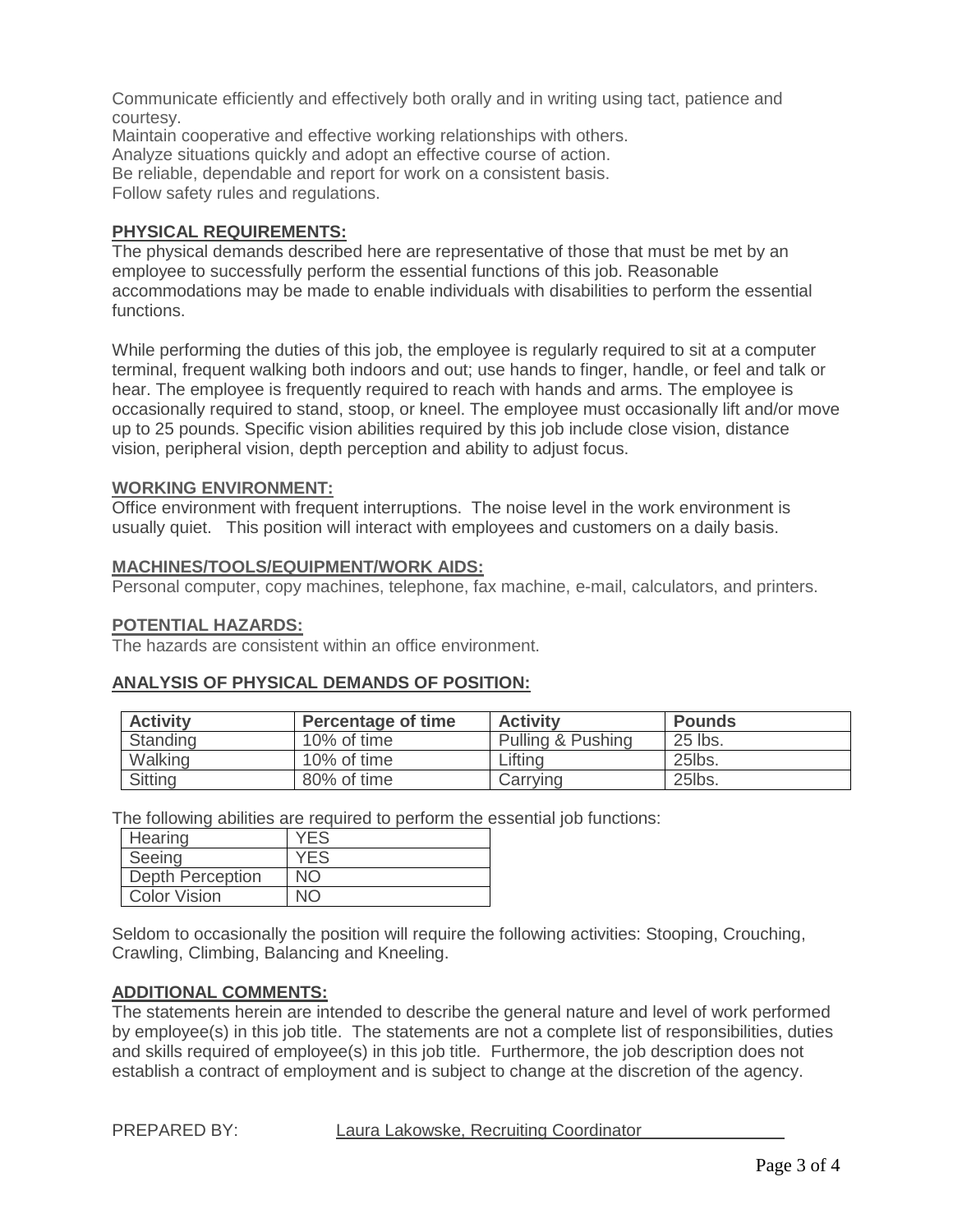Communicate efficiently and effectively both orally and in writing using tact, patience and courtesy.
Maintain cooperative and effective working relationships with others.
Analyze situations quickly and adopt an effective course of action.
Be reliable, dependable and report for work on a consistent basis.
Follow safety rules and regulations.

**PHYSICAL REQUIREMENTS:**

The physical demands described here are representative of those that must be met by an employee to successfully perform the essential functions of this job. Reasonable accommodations may be made to enable individuals with disabilities to perform the essential functions.

While performing the duties of this job, the employee is regularly required to sit at a computer terminal, frequent walking both indoors and out; use hands to finger, handle, or feel and talk or hear. The employee is frequently required to reach with hands and arms. The employee is occasionally required to stand, stoop, or kneel. The employee must occasionally lift and/or move up to 25 pounds. Specific vision abilities required by this job include close vision, distance vision, peripheral vision, depth perception and ability to adjust focus.

**WORKING ENVIRONMENT:**

Office environment with frequent interruptions. The noise level in the work environment is usually quiet. This position will interact with employees and customers on a daily basis.

**MACHINES/TOOLS/EQUIPMENT/WORK AIDS:**

Personal computer, copy machines, telephone, fax machine, e-mail, calculators, and printers.

**POTENTIAL HAZARDS:**

The hazards are consistent within an office environment.

**ANALYSIS OF PHYSICAL DEMANDS OF POSITION:**

| Activity | Percentage of time | Activity | Pounds |
|---|---|---|---|
| Standing | 10% of time | Pulling & Pushing | 25 lbs. |
| Walking | 10% of time | Lifting | 25lbs. |
| Sitting | 80% of time | Carrying | 25lbs. |

The following abilities are required to perform the essential job functions:

| | |
|---|---|
| Hearing | YES |
| Seeing | YES |
| Depth Perception | NO |
| Color Vision | NO |

Seldom to occasionally the position will require the following activities: Stooping, Crouching, Crawling, Climbing, Balancing and Kneeling.

**ADDITIONAL COMMENTS:**

The statements herein are intended to describe the general nature and level of work performed by employee(s) in this job title. The statements are not a complete list of responsibilities, duties and skills required of employee(s) in this job title. Furthermore, the job description does not establish a contract of employment and is subject to change at the discretion of the agency.

PREPARED BY: Laura Lakowske, Recruiting Coordinator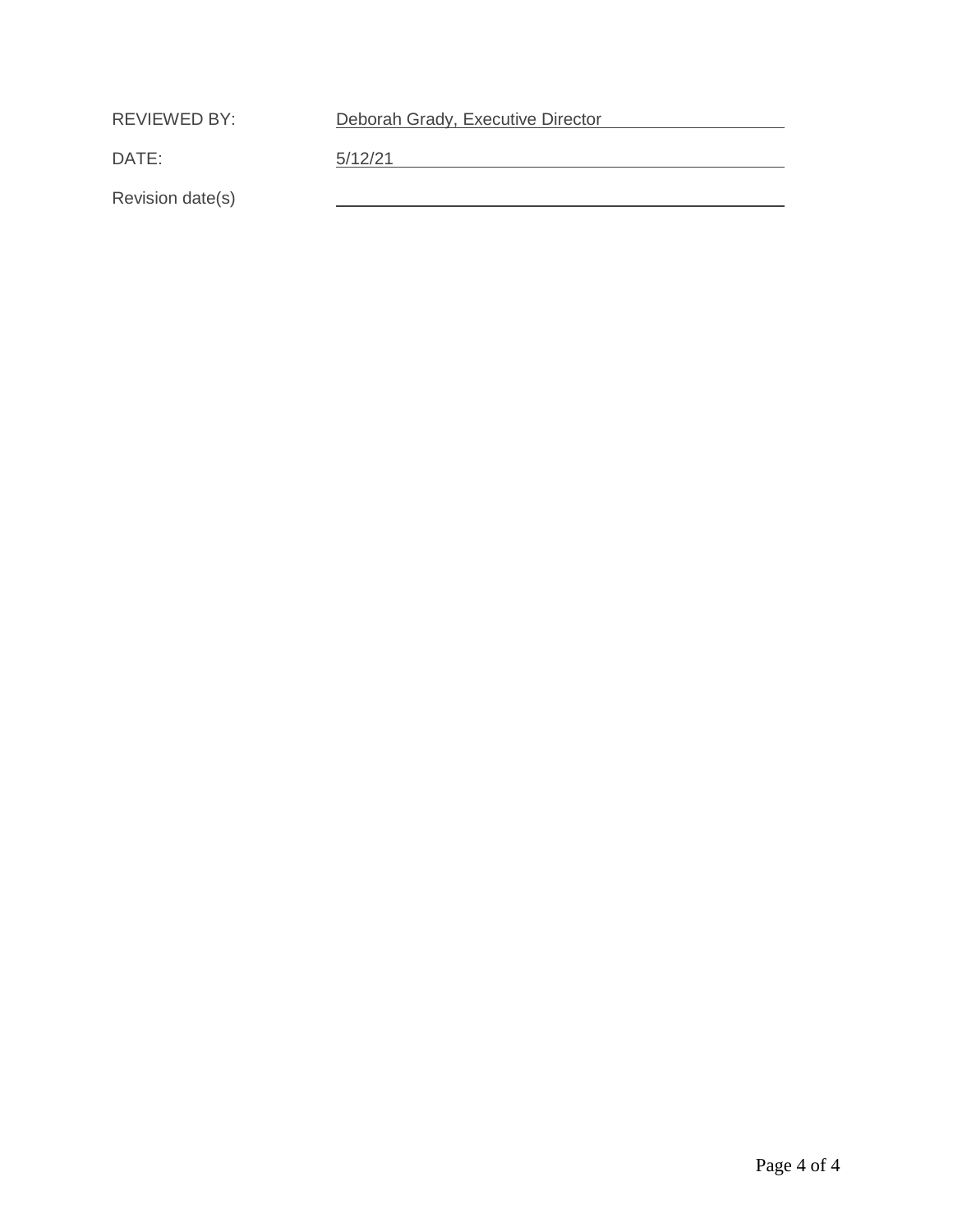| | |
|---|---|
| REVIEWED BY: | Deborah Grady, Executive Director |
| DATE: | 5/12/21 |
| Revision date(s) | |